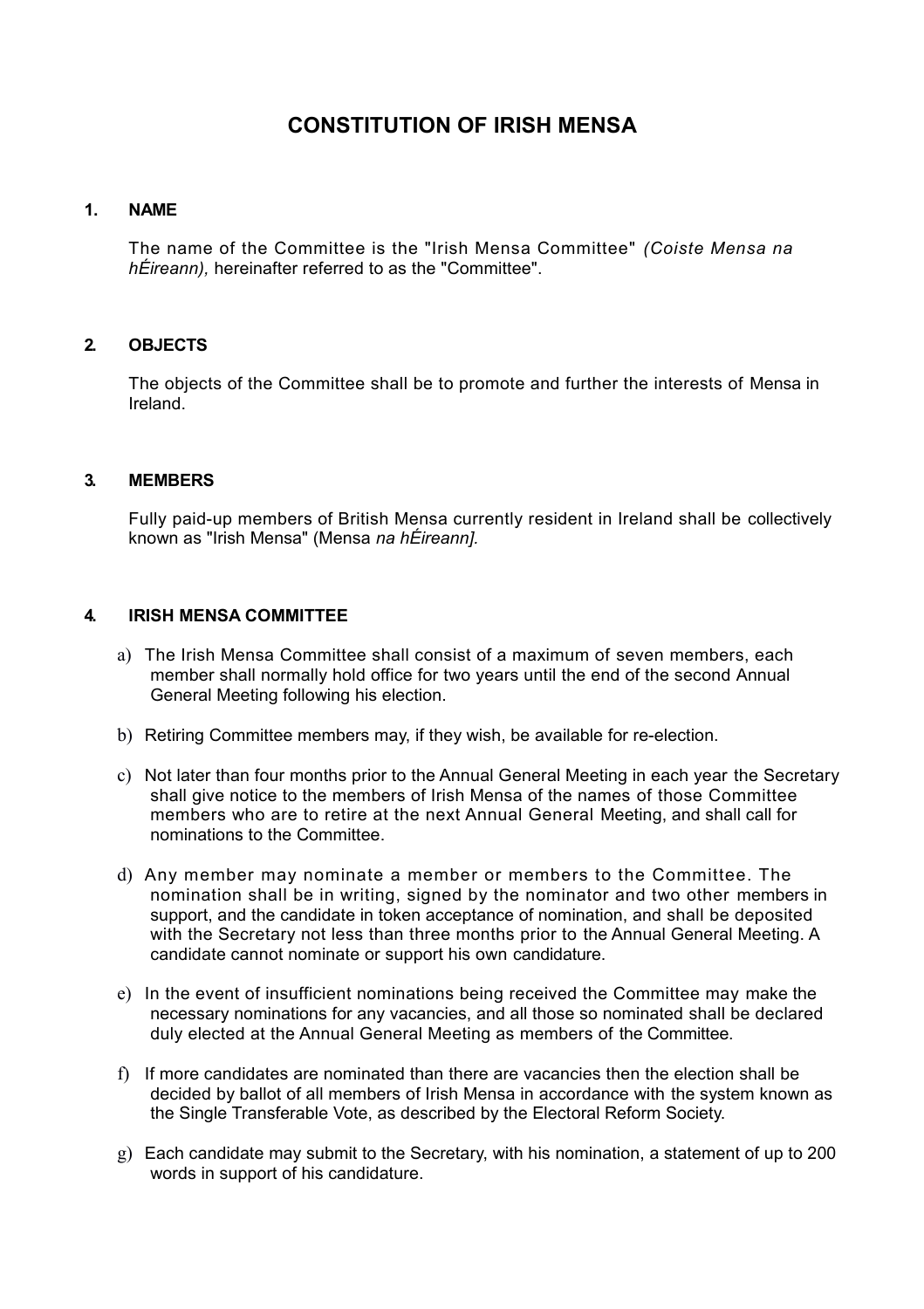# CONSTITUTION OF IRISH MENSA

## 1. NAME

The name of the Committee is the "Irish Mensa Committee" *(Coiste Mensa na hÉireann),* hereinafter referred to as the "Committee".

## 2. OBJECTS

The objects of the Committee shall be to promote and further the interests of Mensa in Ireland.

## 3. MEMBERS

Fully paid-up members of British Mensa currently resident in Ireland shall be collectively known as "Irish Mensa" (Mensa *na hÉireann].*

## 4. IRISH MENSA COMMITTEE

a) The Irish Mensa Committee shall consist of a maximum of seven members, each member shall normally hold office for two years until the end of the second Annual General Meeting following his election.

b) Retiring Committee members may, if they wish, be available for re-election.

c) Not later than four months prior to the Annual General Meeting in each year the Secretary shall give notice to the members of Irish Mensa of the names of those Committee members who are to retire at the next Annual General Meeting, and shall call for nominations to the Committee.

d) Any member may nominate a member or members to the Committee. The nomination shall be in writing, signed by the nominator and two other members in support, and the candidate in token acceptance of nomination, and shall be deposited with the Secretary not less than three months prior to the Annual General Meeting. A candidate cannot nominate or support his own candidature.

e) In the event of insufficient nominations being received the Committee may make the necessary nominations for any vacancies, and all those so nominated shall be declared duly elected at the Annual General Meeting as members of the Committee.

f) If more candidates are nominated than there are vacancies then the election shall be decided by ballot of all members of Irish Mensa in accordance with the system known as the Single Transferable Vote, as described by the Electoral Reform Society.

g) Each candidate may submit to the Secretary, with his nomination, a statement of up to 200 words in support of his candidature.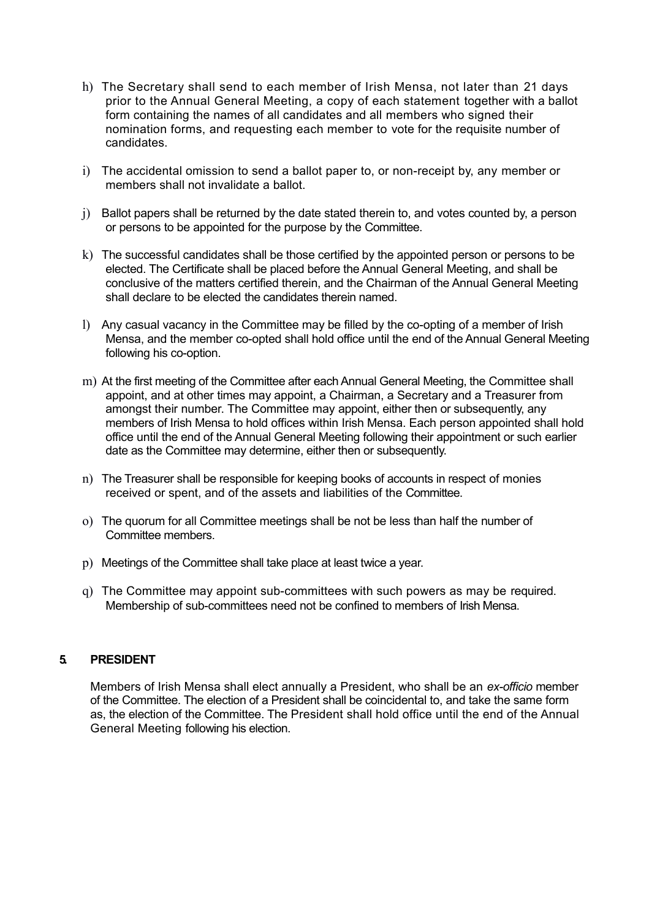h) The Secretary shall send to each member of Irish Mensa, not later than 21 days prior to the Annual General Meeting, a copy of each statement together with a ballot form containing the names of all candidates and all members who signed their nomination forms, and requesting each member to vote for the requisite number of candidates.

i) The accidental omission to send a ballot paper to, or non-receipt by, any member or members shall not invalidate a ballot.

j) Ballot papers shall be returned by the date stated therein to, and votes counted by, a person or persons to be appointed for the purpose by the Committee.

k) The successful candidates shall be those certified by the appointed person or persons to be elected. The Certificate shall be placed before the Annual General Meeting, and shall be conclusive of the matters certified therein, and the Chairman of the Annual General Meeting shall declare to be elected the candidates therein named.

l) Any casual vacancy in the Committee may be filled by the co-opting of a member of Irish Mensa, and the member co-opted shall hold office until the end of the Annual General Meeting following his co-option.

m) At the first meeting of the Committee after each Annual General Meeting, the Committee shall appoint, and at other times may appoint, a Chairman, a Secretary and a Treasurer from amongst their number. The Committee may appoint, either then or subsequently, any members of Irish Mensa to hold offices within Irish Mensa. Each person appointed shall hold office until the end of the Annual General Meeting following their appointment or such earlier date as the Committee may determine, either then or subsequently.

n) The Treasurer shall be responsible for keeping books of accounts in respect of monies received or spent, and of the assets and liabilities of the Committee.

o) The quorum for all Committee meetings shall be not be less than half the number of Committee members.

p) Meetings of the Committee shall take place at least twice a year.

q) The Committee may appoint sub-committees with such powers as may be required. Membership of sub-committees need not be confined to members of Irish Mensa.

## 5. PRESIDENT

Members of Irish Mensa shall elect annually a President, who shall be an *ex-officio* member of the Committee. The election of a President shall be coincidental to, and take the same form as, the election of the Committee. The President shall hold office until the end of the Annual General Meeting following his election.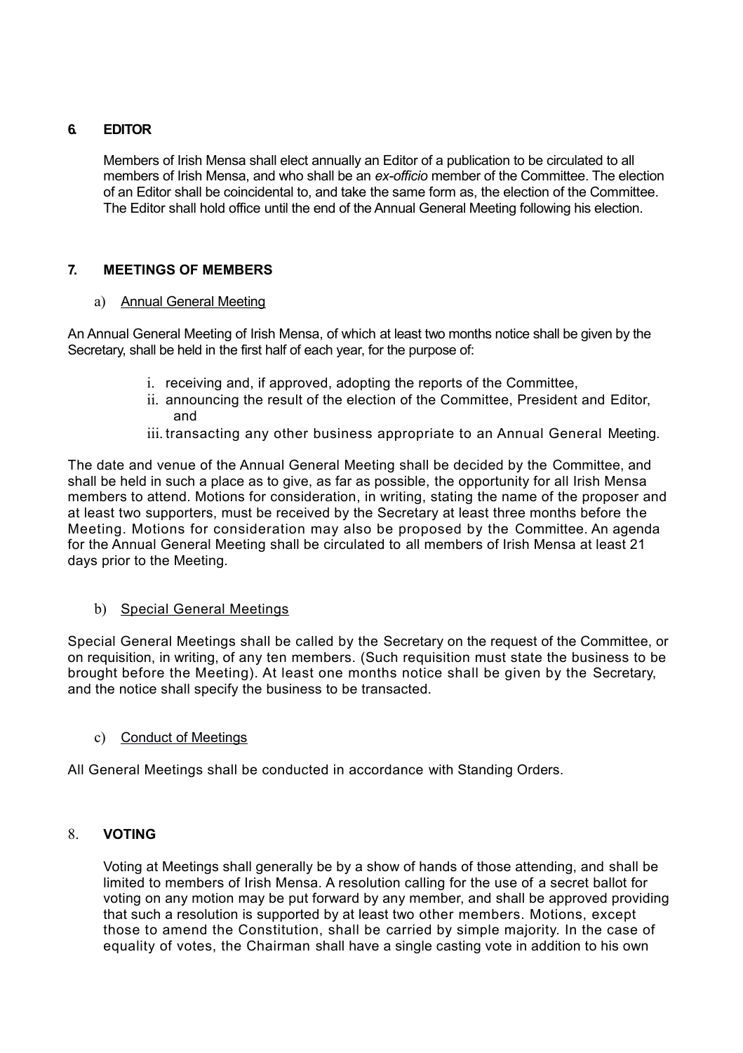## 6. EDITOR

Members of Irish Mensa shall elect annually an Editor of a publication to be circulated to all members of Irish Mensa, and who shall be an *ex-officio* member of the Committee. The election of an Editor shall be coincidental to, and take the same form as, the election of the Committee. The Editor shall hold office until the end of the Annual General Meeting following his election.

## 7. MEETINGS OF MEMBERS

### a) Annual General Meeting

An Annual General Meeting of Irish Mensa, of which at least two months notice shall be given by the Secretary, shall be held in the first half of each year, for the purpose of:

i. receiving and, if approved, adopting the reports of the Committee,
ii. announcing the result of the election of the Committee, President and Editor, and
iii. transacting any other business appropriate to an Annual General Meeting.

The date and venue of the Annual General Meeting shall be decided by the Committee, and shall be held in such a place as to give, as far as possible, the opportunity for all Irish Mensa members to attend. Motions for consideration, in writing, stating the name of the proposer and at least two supporters, must be received by the Secretary at least three months before the Meeting. Motions for consideration may also be proposed by the Committee. An agenda for the Annual General Meeting shall be circulated to all members of Irish Mensa at least 21 days prior to the Meeting.

### b) Special General Meetings

Special General Meetings shall be called by the Secretary on the request of the Committee, or on requisition, in writing, of any ten members. (Such requisition must state the business to be brought before the Meeting). At least one months notice shall be given by the Secretary, and the notice shall specify the business to be transacted.

### c) Conduct of Meetings

All General Meetings shall be conducted in accordance with Standing Orders.

## 8. VOTING

Voting at Meetings shall generally be by a show of hands of those attending, and shall be limited to members of Irish Mensa. A resolution calling for the use of a secret ballot for voting on any motion may be put forward by any member, and shall be approved providing that such a resolution is supported by at least two other members. Motions, except those to amend the Constitution, shall be carried by simple majority. In the case of equality of votes, the Chairman shall have a single casting vote in addition to his own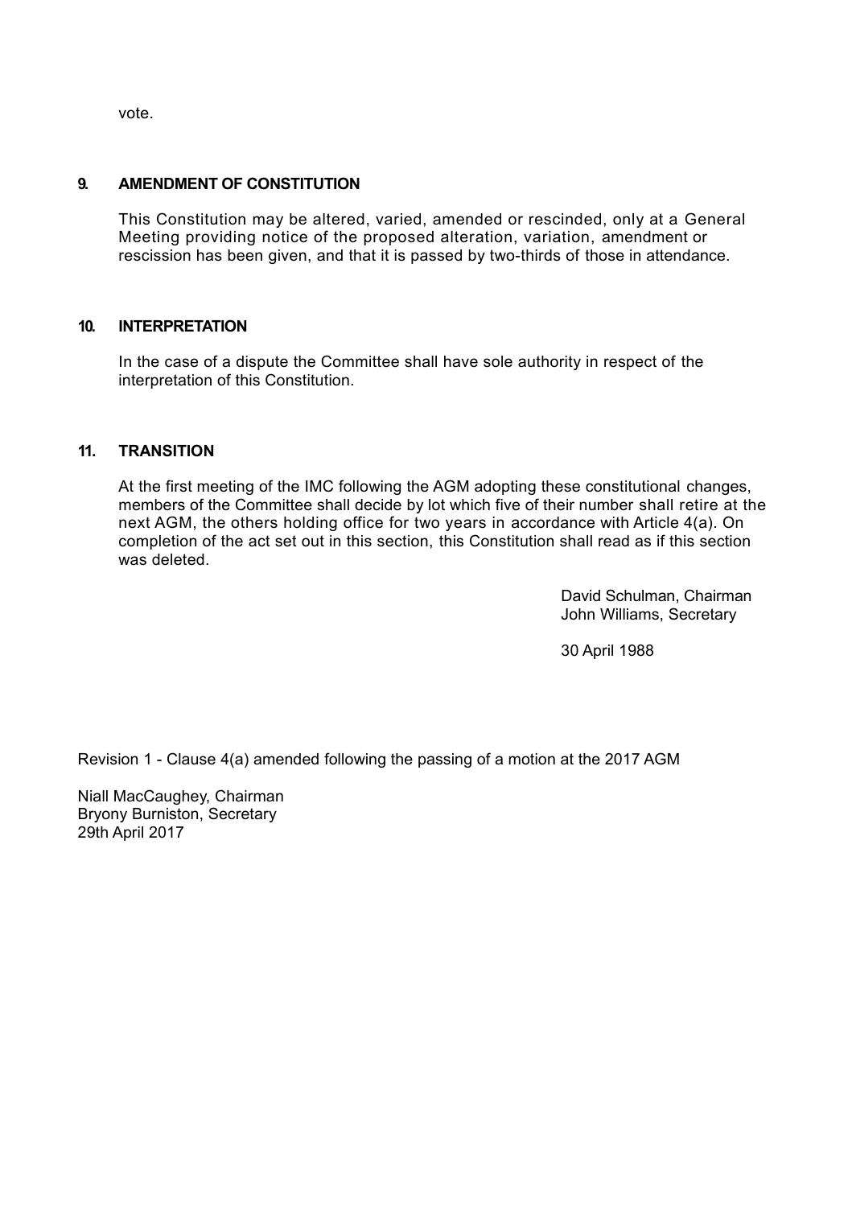vote.

### 9. AMENDMENT OF CONSTITUTION

This Constitution may be altered, varied, amended or rescinded, only at a General Meeting providing notice of the proposed alteration, variation, amendment or rescission has been given, and that it is passed by two-thirds of those in attendance.

### 10. INTERPRETATION

In the case of a dispute the Committee shall have sole authority in respect of the interpretation of this Constitution.

### 11. TRANSITION

At the first meeting of the IMC following the AGM adopting these constitutional changes, members of the Committee shall decide by lot which five of their number shall retire at the next AGM, the others holding office for two years in accordance with Article 4(a). On completion of the act set out in this section, this Constitution shall read as if this section was deleted.

David Schulman, Chairman
John Williams, Secretary

30 April 1988

Revision 1 - Clause 4(a) amended following the passing of a motion at the 2017 AGM

Niall MacCaughey, Chairman
Bryony Burniston, Secretary
29th April 2017